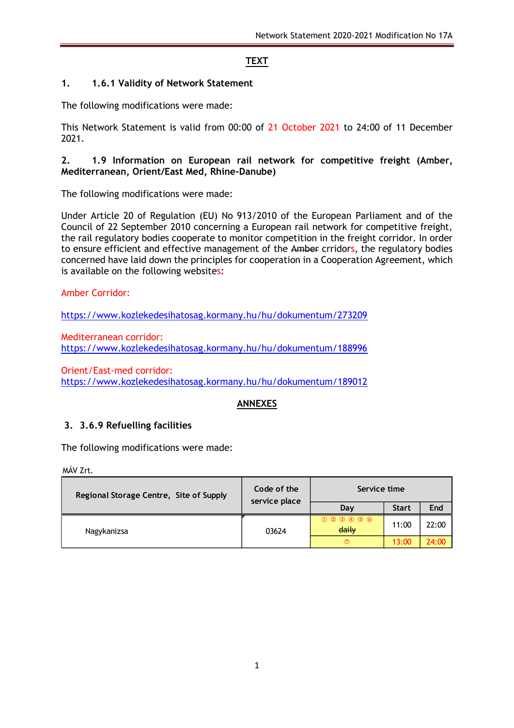## TEXT

### 1. 1.6.1 Validity of Network Statement

The following modifications were made:

This Network Statement is valid from 00:00 of 21 October 2021 to 24:00 of 11 December 2021.

### 2. 1.9 Information on European rail network for competitive freight (Amber, Mediterranean, Orient/East Med, Rhine-Danube)

The following modifications were made:

Under Article 20 of Regulation (EU) No 913/2010 of the European Parliament and of the Council of 22 September 2010 concerning a European rail network for competitive freight, the rail regulatory bodies cooperate to monitor competition in the freight corridor. In order to ensure efficient and effective management of the ~~Amber~~ crridors, the regulatory bodies concerned have laid down the principles for cooperation in a Cooperation Agreement, which is available on the following websites:

Amber Corridor:

https://www.kozlekedesihatosag.kormany.hu/hu/dokumentum/273209

Mediterranean corridor:
https://www.kozlekedesihatosag.kormany.hu/hu/dokumentum/188996

Orient/East-med corridor:
https://www.kozlekedesihatosag.kormany.hu/hu/dokumentum/189012

## ANNEXES

### 3. 3.6.9 Refuelling facilities

The following modifications were made:

MÁV Zrt.

| Regional Storage Centre, Site of Supply | Code of the service place | Service time | | |
|---|---|---|---|---|
| | | Day | Start | End |
| Nagykanizsa | 03624 | ① ② ③ ④ ⑤ ⑥ ~~daily~~ | 11:00 | 22:00 |
| | | ⑦ | 13:00 | 24:00 |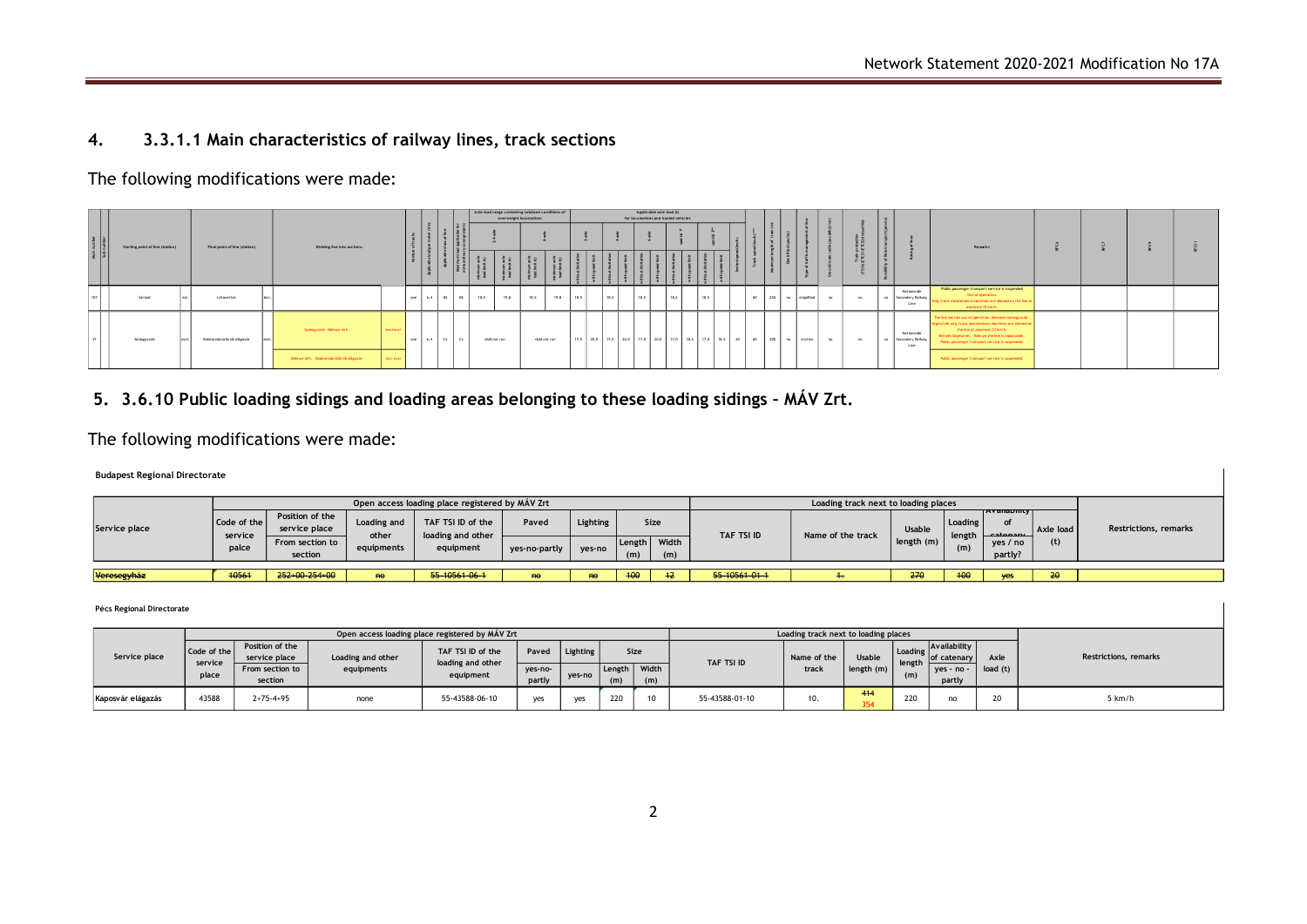## 4. 3.3.1.1 Main characteristics of railway lines, track sections

The following modifications were made:

| Main number | Sub-number | Starting point of line (station) | | Final point of line (station) | | Dividing line into sections | | Number of tracks | Applicable load factor (t/m) | Applicable class of line | Maximum load applicable for substandard conditions | Axle load range containing substandard conditions of overweight locomotives | | | | Applicable axle load (t) for locomotives and hauled vehicles | | | | | | | | | | | | Track speed (km/h) | Maximum length of trains (m) | Electrified (yes/no) | Type of traffic management of line | Centralised traffic control (yes/no) | Train protection | Possibility of Noise reduction | Rating of lines | Remarks | RFC6 | RFC7 | RFC9 | RFC11 |
|---|---|---|---|---|---|---|---|---|---|---|---|---|---|---|---|---|---|---|---|---|---|---|---|---|---|---|---|---|---|---|---|---|---|---|---|---|---|---|---|---|
| 107 | | Várland | Incl. | Létavértes | Incl. | | | one | 6,4 | B2 | B2 | 18,5 | 19,8 | 18,5 | 19,8 | 18,5 | | 18,5 | | 18,5 | | 18,5 | | 18,5 | | | 60 | 250 | no | simplified | no | no | no | Nationwide Secondary Railway Line | Public passenger transport service is suspended. Out of operation. Only track maintenance machines are allowed on the line at maximum 10 km/h. | | | | |
| 37 | | Somogyszob | excl. | Balatonmáriafürdő elágazás | excl. | Somogyszob - Böhönye mh. | excl-excl | one | 6,4 | C2 | C2 | skeleton | | skeleton | | 17,0 | 20,0 | 17,0 | 20,0 | 17,0 | 20,0 | 17,0 | 18,5 | 17,0 | 18,5 | 30 | 60 | 300 | no | station | no | no | no | Nationwide Secondary Railway Line | The line section out of operation. Between Somogyszob - Segesd only track maintenance machines are allowed on the line at maximum 10 km/h. Between Segesd mh. - Böhönye the line is impassable. Public passenger transport service is suspended. | | | | |
| | | | | | | Böhönye mh. - Balatonmáriafürdő elágazás | incl-excl | | | | | | | | | | | | | | | | | | | | | | | | | | | | | | Public passenger transport service is suspended. | | | | |

## 5. 3.6.10 Public loading sidings and loading areas belonging to these loading sidings – MÁV Zrt.

The following modifications were made:

**Budapest Regional Directorate**

| Service place | Open access loading place registered by MÁV Zrt | | | | | | | | Loading track next to loading places | | | | | | Restrictions, remarks |
|---|---|---|---|---|---|---|---|---|---|---|---|---|---|---|---|
| | Code of the service palce | Position of the service place / From section to section | Loading and other equipments | TAF TSI ID of the loading and other equipment | Paved (yes-no-partly) | Lighting (yes-no) | Size: Length (m) | Size: Width (m) | TAF TSI ID | Name of the track | Usable length (m) | Loading length (m) | Availability of catenary (yes / no partly?) | Axle load (t) | |
| ~~Veresegyház~~ | ~~10561~~ | ~~252+00-254+00~~ | ~~no~~ | ~~55-10561-06-1~~ | ~~no~~ | ~~no~~ | ~~100~~ | ~~12~~ | ~~55-10561-01-1~~ | ~~1.~~ | ~~270~~ | ~~100~~ | ~~yes~~ | ~~20~~ | |

**Pécs Regional Directorate**

| Service place | Open access loading place registered by MÁV Zrt | | | | | | | | Loading track next to loading places | | | | | | Restrictions, remarks |
|---|---|---|---|---|---|---|---|---|---|---|---|---|---|---|---|
| | Code of the service place | Position of the service place / From section to section | Loading and other equipments | TAF TSI ID of the loading and other equipment | Paved (yes-no-partly) | Lighting (yes-no) | Size: Length (m) | Size: Width (m) | TAF TSI ID | Name of the track | Usable length (m) | Loading length (m) | Availability of catenary (yes - no - partly) | Axle load (t) | |
| Kaposvár elágazás | 43588 | 2+75-4+95 | none | 55-43588-06-10 | yes | yes | 220 | 10 | 55-43588-01-10 | 10. | ~~444~~ 354 | 220 | no | 20 | 5 km/h |